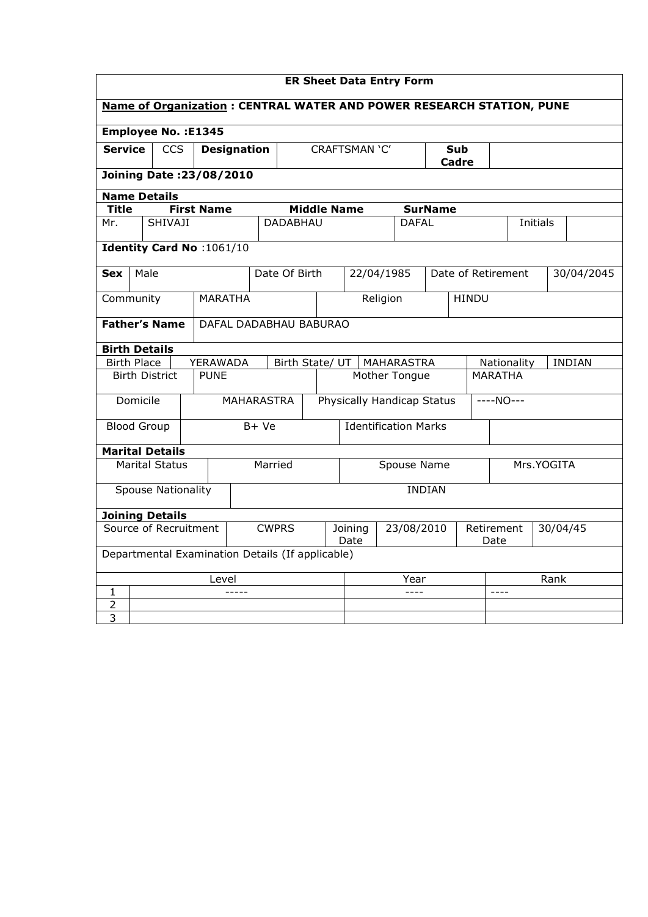# ER Sheet Data Entry Form

**Name of Organization : CENTRAL WATER AND POWER RESEARCH STATION, PUNE**

**Employee No. :E1345**

| **Service** | CCS | **Designation** | CRAFTSMAN 'C' | **Sub Cadre** | |
|---|---|---|---|---|---|

**Joining Date :23/08/2010**

**Name Details**

| **Title** | **First Name** | **Middle Name** | **SurName** | | |
|---|---|---|---|---|---|
| Mr. | SHIVAJI | DADABHAU | DAFAL | Initials | |

**Identity Card No** :1061/10

| **Sex** | Male | Date Of Birth | 22/04/1985 | Date of Retirement | 30/04/2045 |
|---|---|---|---|---|---|

| Community | MARATHA | Religion | HINDU |
|---|---|---|---|

| **Father's Name** | DAFAL DADABHAU BABURAO |
|---|---|

**Birth Details**

| Birth Place | YERAWADA | Birth State/ UT | MAHARASTRA | Nationality | INDIAN |
|---|---|---|---|---|---|
| Birth District | PUNE | Mother Tongue | MARATHA | | |

| Domicile | MAHARASTRA | Physically Handicap Status | ----NO--- |
|---|---|---|---|
| Blood Group | B+ Ve | Identification Marks | |

**Marital Details**

| Marital Status | Married | Spouse Name | Mrs.YOGITA |
|---|---|---|---|
| Spouse Nationality | INDIAN | | |

**Joining Details**

| Source of Recruitment | CWPRS | Joining Date | 23/08/2010 | Retirement Date | 30/04/45 |
|---|---|---|---|---|---|

Departmental Examination Details (If applicable)

| | Level | Year | Rank |
|---|---|---|---|
| 1 | ----- | ---- | ---- |
| 2 | | | |
| 3 | | | |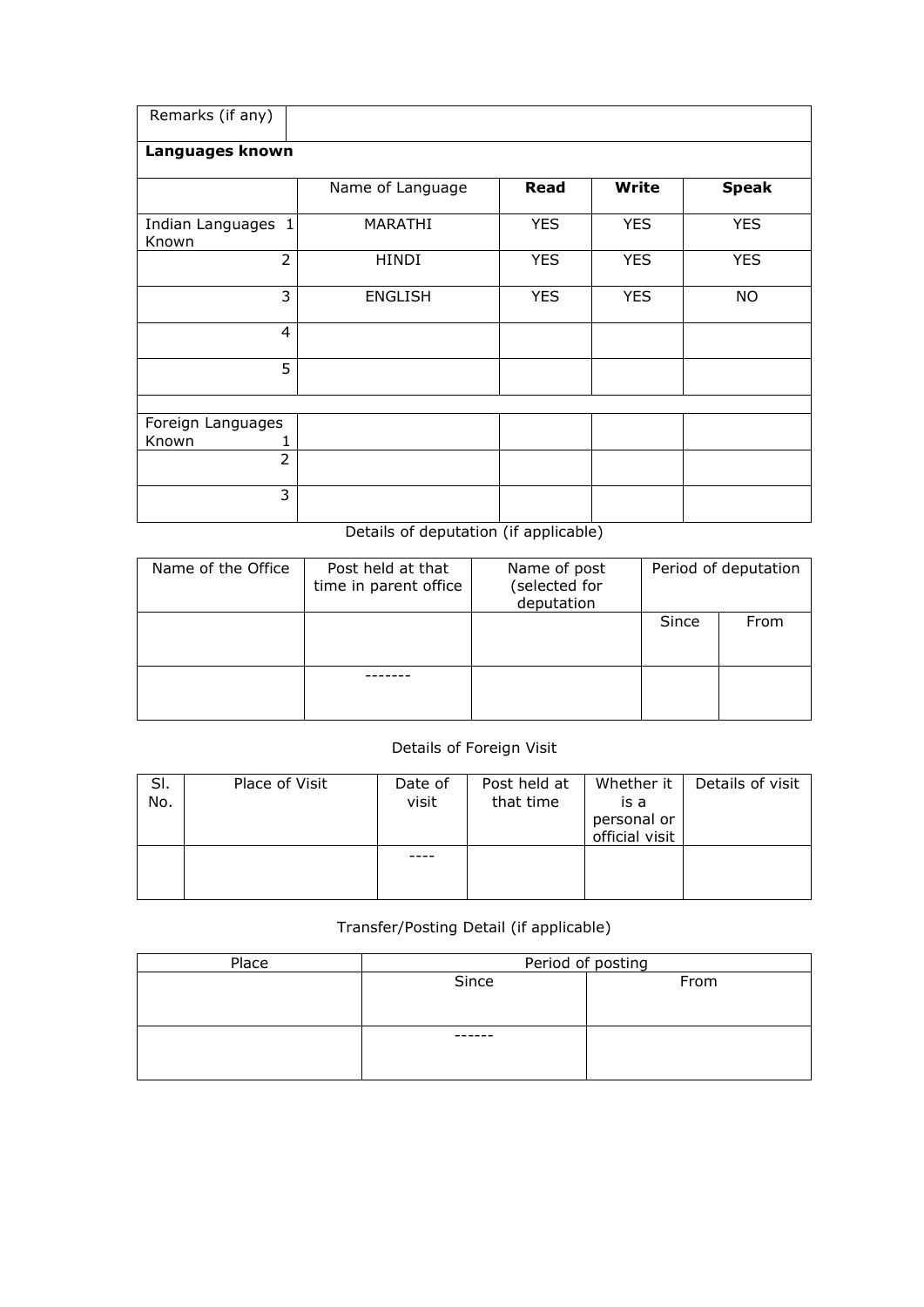| Remarks (if any) | |
|---|---|

**Languages known**

| | Name of Language | **Read** | **Write** | **Speak** |
|---|---|---|---|---|
| Indian Languages Known 1 | MARATHI | YES | YES | YES |
| 2 | HINDI | YES | YES | YES |
| 3 | ENGLISH | YES | YES | NO |
| 4 | | | | |
| 5 | | | | |
| | | | | |
| Foreign Languages Known 1 | | | | |
| 2 | | | | |
| 3 | | | | |

Details of deputation (if applicable)

| Name of the Office | Post held at that time in parent office | Name of post (selected for deputation | Period of deputation | |
|---|---|---|---|---|
| | | | Since | From |
| | ------- | | | |

Details of Foreign Visit

| Sl. No. | Place of Visit | Date of visit | Post held at that time | Whether it is a personal or official visit | Details of visit |
|---|---|---|---|---|---|
| | | ---- | | | |

Transfer/Posting Detail (if applicable)

| Place | Period of posting | |
|---|---|---|
| | Since | From |
| | ------ | |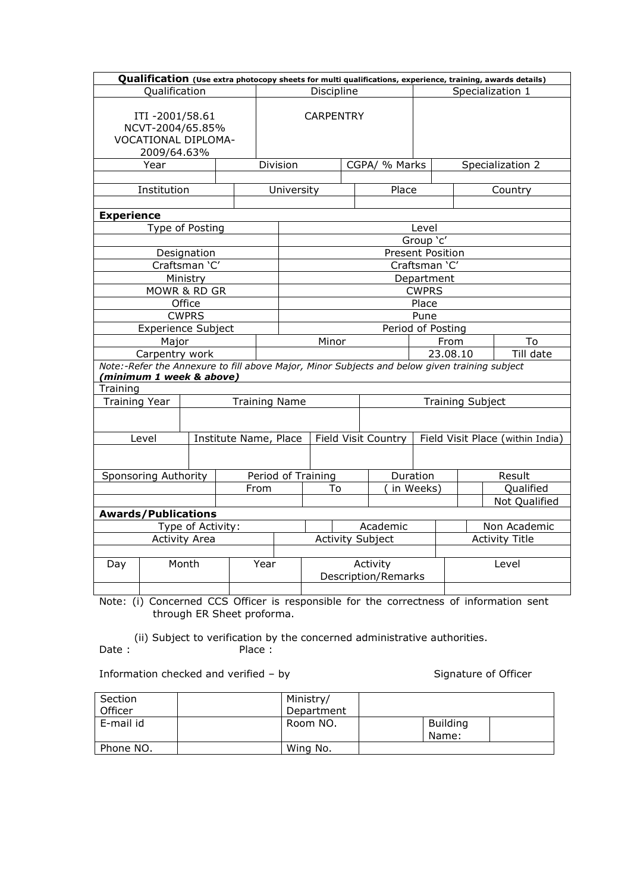| **Qualification** (Use extra photocopy sheets for multi qualifications, experience, training, awards details) | | | | | | |
|---|---|---|---|---|---|---|
| Qualification | | Discipline | | | Specialization 1 | |
| ITI -2001/58.61<br>NCVT-2004/65.85%<br>VOCATIONAL DIPLOMA-2009/64.63% | | CARPENTRY | | | | |
| Year | Division | | CGPA/ % Marks | | Specialization 2 | |
| | | | | | | |
| Institution | | University | | Place | Country | |
| | | | | | | |

**Experience**

| Type of Posting | | Level | | |
|---|---|---|---|---|
| | | Group 'c' | | |
| Designation | | Present Position | | |
| Craftsman 'C' | | Craftsman 'C' | | |
| Ministry | | Department | | |
| MOWR & RD GR | | CWPRS | | |
| Office | | Place | | |
| CWPRS | | Pune | | |
| Experience Subject | | Period of Posting | | |
| Major | Minor | | From | To |
| Carpentry work | | | 23.08.10 | Till date |

Note:-Refer the Annexure to fill above Major, Minor Subjects and below given training subject ***(minimum 1 week & above)***

**Training**

| Training Year | Training Name | | Training Subject | | |
|---|---|---|---|---|---|
| | | | | | |
| Level | Institute Name, Place | | Field Visit Country | Field Visit Place (within India) | |
| | | | | | |
| Sponsoring Authority | Period of Training | | Duration | Result | |
| | From | To | ( in Weeks) | | Qualified |
| | | | | | Not Qualified |

**Awards/Publications**

| Type of Activity: | | | Academic | | Non Academic |
|---|---|---|---|---|---|
| Activity Area | | Activity Subject | | Activity Title | |
| | | | | | |
| Day | Month | Year | Activity Description/Remarks | Level | |
| | | | | | |

Note: (i) Concerned CCS Officer is responsible for the correctness of information sent through ER Sheet proforma.

(ii) Subject to verification by the concerned administrative authorities.

Date : Place :

Information checked and verified – by Signature of Officer

| | | | | | |
|---|---|---|---|---|---|
| Section Officer | | Ministry/ Department | | | |
| E-mail id | | Room NO. | | Building Name: | |
| Phone NO. | | Wing No. | | | |